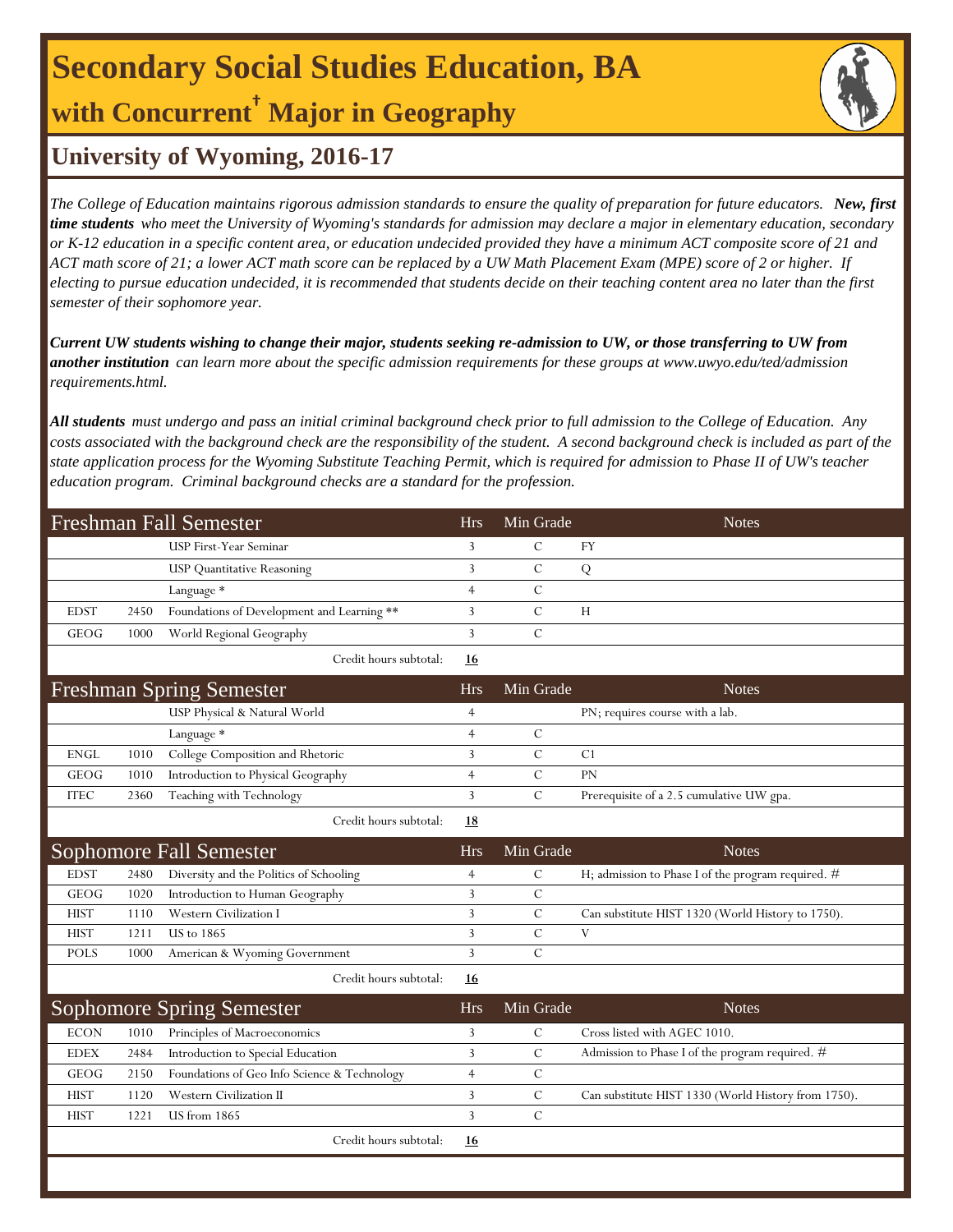# Secondary Social Studies Education, BA

## with Concurrent† Major in Geography

## University of Wyoming, 2016-17

*The College of Education maintains rigorous admission standards to ensure the quality of preparation for future educators.* ***New, first time students*** *who meet the University of Wyoming's standards for admission may declare a major in elementary education, secondary or K-12 education in a specific content area, or education undecided provided they have a minimum ACT composite score of 21 and ACT math score of 21; a lower ACT math score can be replaced by a UW Math Placement Exam (MPE) score of 2 or higher. If electing to pursue education undecided, it is recommended that students decide on their teaching content area no later than the first semester of their sophomore year.*

***Current UW students wishing to change their major, students seeking re-admission to UW, or those transferring to UW from another institution*** *can learn more about the specific admission requirements for these groups at www.uwyo.edu/ted/admission requirements.html.*

***All students*** *must undergo and pass an initial criminal background check prior to full admission to the College of Education. Any costs associated with the background check are the responsibility of the student. A second background check is included as part of the state application process for the Wyoming Substitute Teaching Permit, which is required for admission to Phase II of UW's teacher education program. Criminal background checks are a standard for the profession.*

| Freshman Fall Semester | | | Hrs | Min Grade | Notes |
|---|---|---|---|---|---|
| | | USP First-Year Seminar | 3 | C | FY |
| | | USP Quantitative Reasoning | 3 | C | Q |
| | | Language * | 4 | C | |
| EDST | 2450 | Foundations of Development and Learning ** | 3 | C | H |
| GEOG | 1000 | World Regional Geography | 3 | C | |
| | | Credit hours subtotal: | **16** | | |

| Freshman Spring Semester | | | Hrs | Min Grade | Notes |
|---|---|---|---|---|---|
| | | USP Physical & Natural World | 4 | | PN; requires course with a lab. |
| | | Language * | 4 | C | |
| ENGL | 1010 | College Composition and Rhetoric | 3 | C | C1 |
| GEOG | 1010 | Introduction to Physical Geography | 4 | C | PN |
| ITEC | 2360 | Teaching with Technology | 3 | C | Prerequisite of a 2.5 cumulative UW gpa. |
| | | Credit hours subtotal: | **18** | | |

| Sophomore Fall Semester | | | Hrs | Min Grade | Notes |
|---|---|---|---|---|---|
| EDST | 2480 | Diversity and the Politics of Schooling | 4 | C | H; admission to Phase I of the program required. # |
| GEOG | 1020 | Introduction to Human Geography | 3 | C | |
| HIST | 1110 | Western Civilization I | 3 | C | Can substitute HIST 1320 (World History to 1750). |
| HIST | 1211 | US to 1865 | 3 | C | V |
| POLS | 1000 | American & Wyoming Government | 3 | C | |
| | | Credit hours subtotal: | **16** | | |

| Sophomore Spring Semester | | | Hrs | Min Grade | Notes |
|---|---|---|---|---|---|
| ECON | 1010 | Principles of Macroeconomics | 3 | C | Cross listed with AGEC 1010. |
| EDEX | 2484 | Introduction to Special Education | 3 | C | Admission to Phase I of the program required. # |
| GEOG | 2150 | Foundations of Geo Info Science & Technology | 4 | C | |
| HIST | 1120 | Western Civilization II | 3 | C | Can substitute HIST 1330 (World History from 1750). |
| HIST | 1221 | US from 1865 | 3 | C | |
| | | Credit hours subtotal: | **16** | | |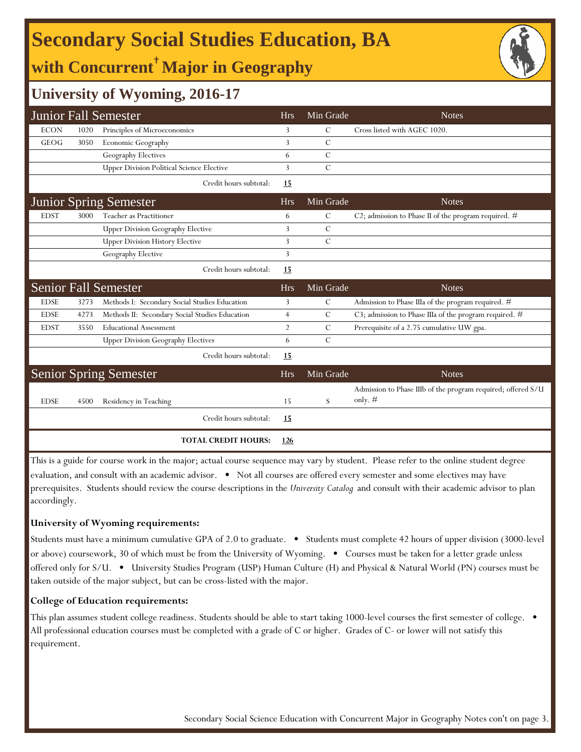# Secondary Social Studies Education, BA

## with Concurrent† Major in Geography

## University of Wyoming, 2016-17

| Junior Fall Semester | | | Hrs | Min Grade | Notes |
|---|---|---|---|---|---|
| ECON | 1020 | Principles of Microeconomics | 3 | C | Cross listed with AGEC 1020. |
| GEOG | 3050 | Economic Geography | 3 | C | |
| | | Geography Electives | 6 | C | |
| | | Upper Division Political Science Elective | 3 | C | |
| | | Credit hours subtotal: | **15** | | |

| Junior Spring Semester | | | Hrs | Min Grade | Notes |
|---|---|---|---|---|---|
| EDST | 3000 | Teacher as Practitioner | 6 | C | C2; admission to Phase II of the program required. # |
| | | Upper Division Geography Elective | 3 | C | |
| | | Upper Division History Elective | 3 | C | |
| | | Geography Elective | 3 | | |
| | | Credit hours subtotal: | **15** | | |

| Senior Fall Semester | | | Hrs | Min Grade | Notes |
|---|---|---|---|---|---|
| EDSE | 3273 | Methods I: Secondary Social Studies Education | 3 | C | Admission to Phase IIIa of the program required. # |
| EDSE | 4273 | Methods II: Secondary Social Studies Education | 4 | C | C3; admission to Phase IIIa of the program required. # |
| EDST | 3550 | Educational Assessment | 2 | C | Prerequisite of a 2.75 cumulative UW gpa. |
| | | Upper Division Geography Electives | 6 | C | |
| | | Credit hours subtotal: | **15** | | |

| Senior Spring Semester | | | Hrs | Min Grade | Notes |
|---|---|---|---|---|---|
| EDSE | 4500 | Residency in Teaching | 15 | S | Admission to Phase IIIb of the program required; offered S/U only. # |
| | | Credit hours subtotal: | **15** | | |
| | | **TOTAL CREDIT HOURS:** | **126** | | |

This is a guide for course work in the major; actual course sequence may vary by student. Please refer to the online student degree evaluation, and consult with an academic advisor. • Not all courses are offered every semester and some electives may have prerequisites. Students should review the course descriptions in the *University Catalog* and consult with their academic advisor to plan accordingly.

**University of Wyoming requirements:**

Students must have a minimum cumulative GPA of 2.0 to graduate. • Students must complete 42 hours of upper division (3000-level or above) coursework, 30 of which must be from the University of Wyoming. • Courses must be taken for a letter grade unless offered only for S/U. • University Studies Program (USP) Human Culture (H) and Physical & Natural World (PN) courses must be taken outside of the major subject, but can be cross-listed with the major.

**College of Education requirements:**

This plan assumes student college readiness. Students should be able to start taking 1000-level courses the first semester of college. • All professional education courses must be completed with a grade of C or higher. Grades of C- or lower will not satisfy this requirement.

Secondary Social Science Education with Concurrent Major in Geography Notes con't on page 3.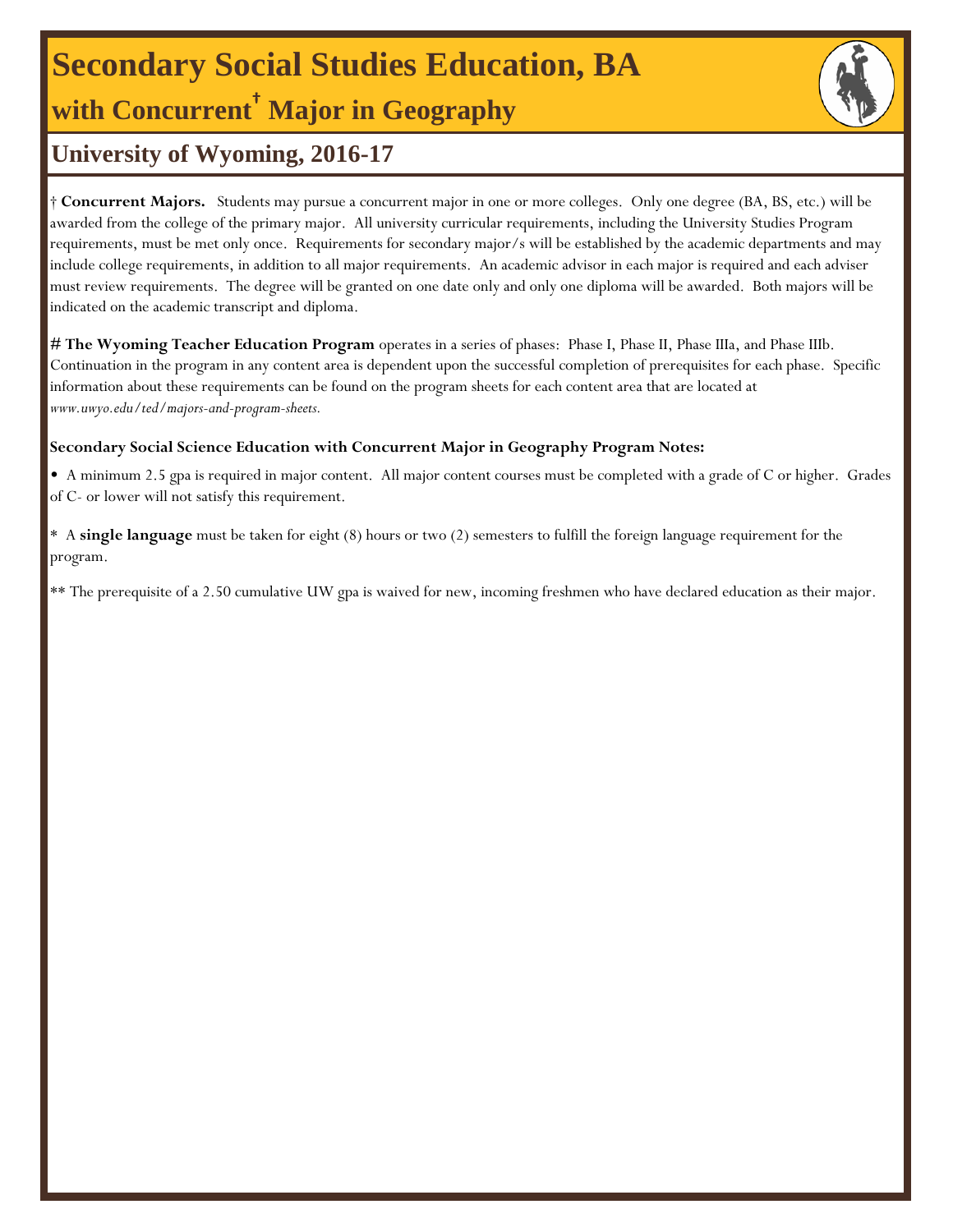# Secondary Social Studies Education, BA

## with Concurrent† Major in Geography

## University of Wyoming, 2016-17

† **Concurrent Majors.** Students may pursue a concurrent major in one or more colleges. Only one degree (BA, BS, etc.) will be awarded from the college of the primary major. All university curricular requirements, including the University Studies Program requirements, must be met only once. Requirements for secondary major/s will be established by the academic departments and may include college requirements, in addition to all major requirements. An academic advisor in each major is required and each adviser must review requirements. The degree will be granted on one date only and only one diploma will be awarded. Both majors will be indicated on the academic transcript and diploma.

**# The Wyoming Teacher Education Program** operates in a series of phases: Phase I, Phase II, Phase IIIa, and Phase IIIb. Continuation in the program in any content area is dependent upon the successful completion of prerequisites for each phase. Specific information about these requirements can be found on the program sheets for each content area that are located at *www.uwyo.edu/ted/majors-and-program-sheets.*

**Secondary Social Science Education with Concurrent Major in Geography Program Notes:**

• A minimum 2.5 gpa is required in major content. All major content courses must be completed with a grade of C or higher. Grades of C- or lower will not satisfy this requirement.

\* A **single language** must be taken for eight (8) hours or two (2) semesters to fulfill the foreign language requirement for the program.

** The prerequisite of a 2.50 cumulative UW gpa is waived for new, incoming freshmen who have declared education as their major.